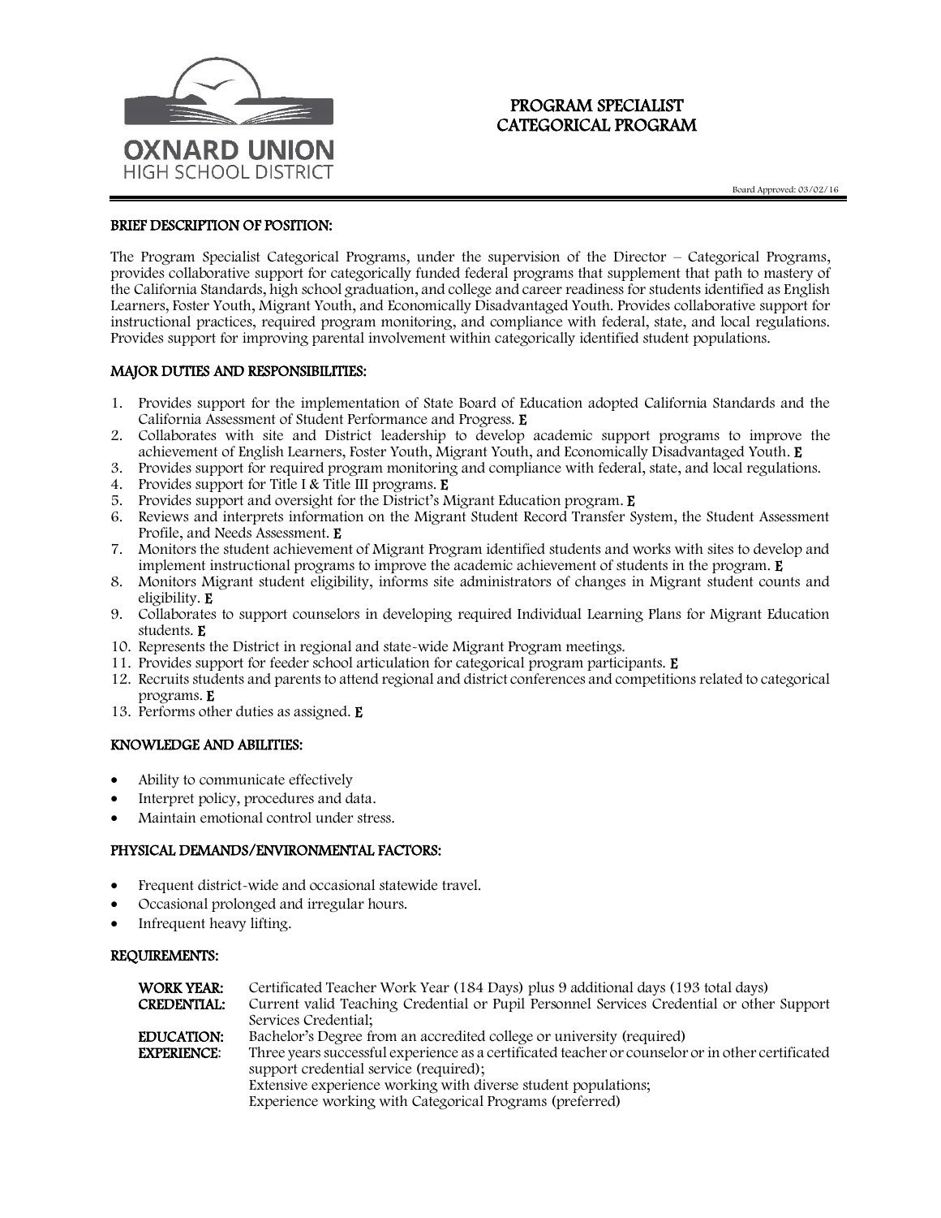OXNARD UNION
HIGH SCHOOL DISTRICT

# PROGRAM SPECIALIST
# CATEGORICAL PROGRAM

Board Approved: 03/02/16

## BRIEF DESCRIPTION OF POSITION:

The Program Specialist Categorical Programs, under the supervision of the Director – Categorical Programs, provides collaborative support for categorically funded federal programs that supplement that path to mastery of the California Standards, high school graduation, and college and career readiness for students identified as English Learners, Foster Youth, Migrant Youth, and Economically Disadvantaged Youth. Provides collaborative support for instructional practices, required program monitoring, and compliance with federal, state, and local regulations. Provides support for improving parental involvement within categorically identified student populations.

## MAJOR DUTIES AND RESPONSIBILITIES:

1. Provides support for the implementation of State Board of Education adopted California Standards and the California Assessment of Student Performance and Progress. **E**
2. Collaborates with site and District leadership to develop academic support programs to improve the achievement of English Learners, Foster Youth, Migrant Youth, and Economically Disadvantaged Youth. **E**
3. Provides support for required program monitoring and compliance with federal, state, and local regulations.
4. Provides support for Title I & Title III programs. **E**
5. Provides support and oversight for the District's Migrant Education program. **E**
6. Reviews and interprets information on the Migrant Student Record Transfer System, the Student Assessment Profile, and Needs Assessment. **E**
7. Monitors the student achievement of Migrant Program identified students and works with sites to develop and implement instructional programs to improve the academic achievement of students in the program. **E**
8. Monitors Migrant student eligibility, informs site administrators of changes in Migrant student counts and eligibility. **E**
9. Collaborates to support counselors in developing required Individual Learning Plans for Migrant Education students. **E**
10. Represents the District in regional and state-wide Migrant Program meetings.
11. Provides support for feeder school articulation for categorical program participants. **E**
12. Recruits students and parents to attend regional and district conferences and competitions related to categorical programs. **E**
13. Performs other duties as assigned. **E**

## KNOWLEDGE AND ABILITIES:

- Ability to communicate effectively
- Interpret policy, procedures and data.
- Maintain emotional control under stress.

## PHYSICAL DEMANDS/ENVIRONMENTAL FACTORS:

- Frequent district-wide and occasional statewide travel.
- Occasional prolonged and irregular hours.
- Infrequent heavy lifting.

## REQUIREMENTS:

**WORK YEAR:** Certificated Teacher Work Year (184 Days) plus 9 additional days (193 total days)

**CREDENTIAL:** Current valid Teaching Credential or Pupil Personnel Services Credential or other Support Services Credential;

**EDUCATION:** Bachelor's Degree from an accredited college or university (required)

**EXPERIENCE:** Three years successful experience as a certificated teacher or counselor or in other certificated support credential service (required);
Extensive experience working with diverse student populations;
Experience working with Categorical Programs (preferred)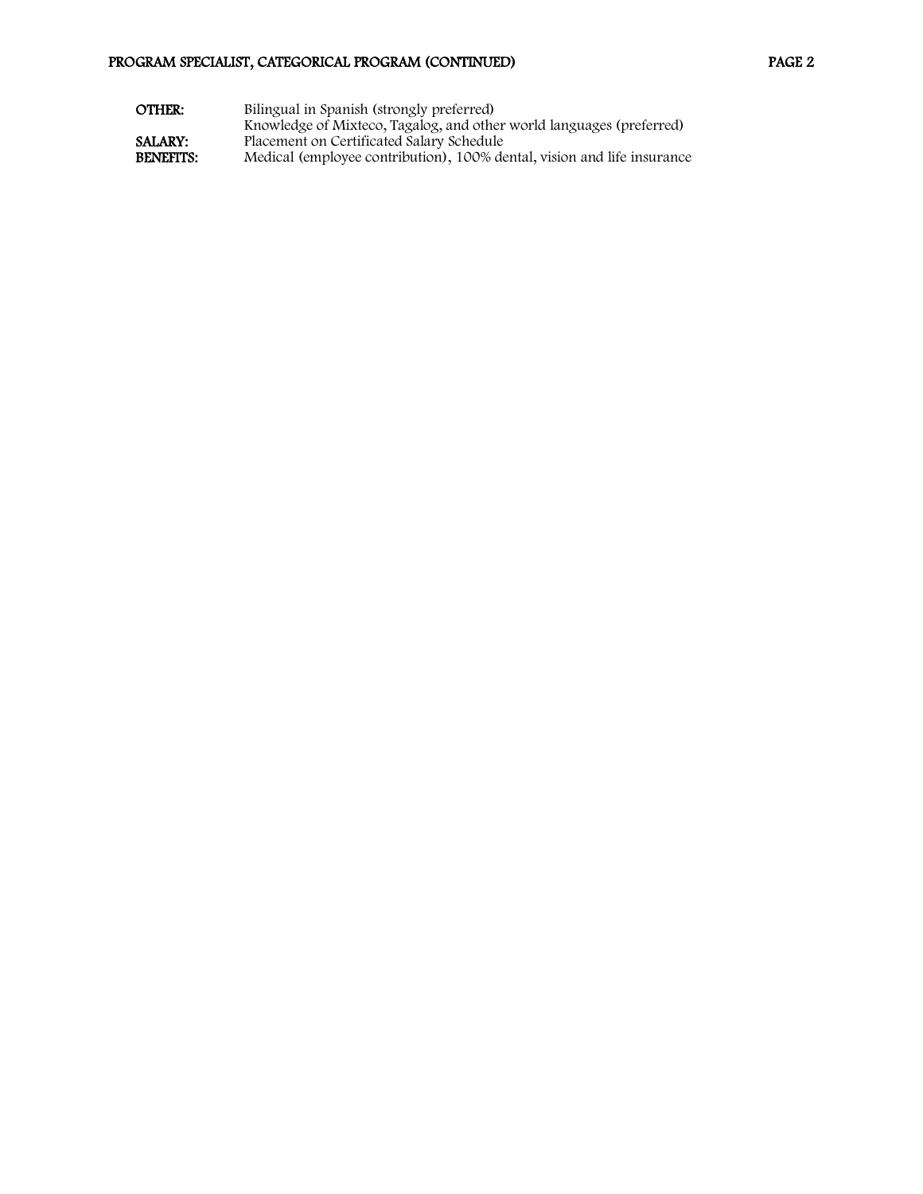**OTHER:** Bilingual in Spanish (strongly preferred)
Knowledge of Mixteco, Tagalog, and other world languages (preferred)

**SALARY:** Placement on Certificated Salary Schedule

**BENEFITS:** Medical (employee contribution), 100% dental, vision and life insurance